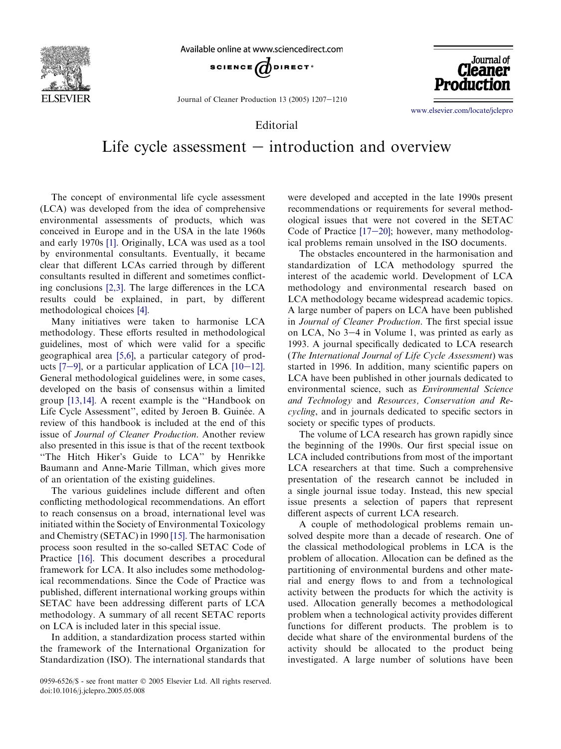Editorial

# Life cycle assessment – introduction and overview

The concept of environmental life cycle assessment (LCA) was developed from the idea of comprehensive environmental assessments of products, which was conceived in Europe and in the USA in the late 1960s and early 1970s [1]. Originally, LCA was used as a tool by environmental consultants. Eventually, it became clear that different LCAs carried through by different consultants resulted in different and sometimes conflicting conclusions [2,3]. The large differences in the LCA results could be explained, in part, by different methodological choices [4].

Many initiatives were taken to harmonise LCA methodology. These efforts resulted in methodological guidelines, most of which were valid for a specific geographical area [5,6], a particular category of products [7–9], or a particular application of LCA [10–12]. General methodological guidelines were, in some cases, developed on the basis of consensus within a limited group [13,14]. A recent example is the "Handbook on Life Cycle Assessment", edited by Jeroen B. Guinée. A review of this handbook is included at the end of this issue of *Journal of Cleaner Production*. Another review also presented in this issue is that of the recent textbook "The Hitch Hiker's Guide to LCA" by Henrikke Baumann and Anne-Marie Tillman, which gives more of an orientation of the existing guidelines.

The various guidelines include different and often conflicting methodological recommendations. An effort to reach consensus on a broad, international level was initiated within the Society of Environmental Toxicology and Chemistry (SETAC) in 1990 [15]. The harmonisation process soon resulted in the so-called SETAC Code of Practice [16]. This document describes a procedural framework for LCA. It also includes some methodological recommendations. Since the Code of Practice was published, different international working groups within SETAC have been addressing different parts of LCA methodology. A summary of all recent SETAC reports on LCA is included later in this special issue.

In addition, a standardization process started within the framework of the International Organization for Standardization (ISO). The international standards that were developed and accepted in the late 1990s present recommendations or requirements for several methodological issues that were not covered in the SETAC Code of Practice [17–20]; however, many methodological problems remain unsolved in the ISO documents.

The obstacles encountered in the harmonisation and standardization of LCA methodology spurred the interest of the academic world. Development of LCA methodology and environmental research based on LCA methodology became widespread academic topics. A large number of papers on LCA have been published in *Journal of Cleaner Production*. The first special issue on LCA, No 3–4 in Volume 1, was printed as early as 1993. A journal specifically dedicated to LCA research (*The International Journal of Life Cycle Assessment*) was started in 1996. In addition, many scientific papers on LCA have been published in other journals dedicated to environmental science, such as *Environmental Science and Technology* and *Resources, Conservation and Recycling*, and in journals dedicated to specific sectors in society or specific types of products.

The volume of LCA research has grown rapidly since the beginning of the 1990s. Our first special issue on LCA included contributions from most of the important LCA researchers at that time. Such a comprehensive presentation of the research cannot be included in a single journal issue today. Instead, this new special issue presents a selection of papers that represent different aspects of current LCA research.

A couple of methodological problems remain unsolved despite more than a decade of research. One of the classical methodological problems in LCA is the problem of allocation. Allocation can be defined as the partitioning of environmental burdens and other material and energy flows to and from a technological activity between the products for which the activity is used. Allocation generally becomes a methodological problem when a technological activity provides different functions for different products. The problem is to decide what share of the environmental burdens of the activity should be allocated to the product being investigated. A large number of solutions have been

0959-6526/$ - see front matter © 2005 Elsevier Ltd. All rights reserved.
doi:10.1016/j.jclepro.2005.05.008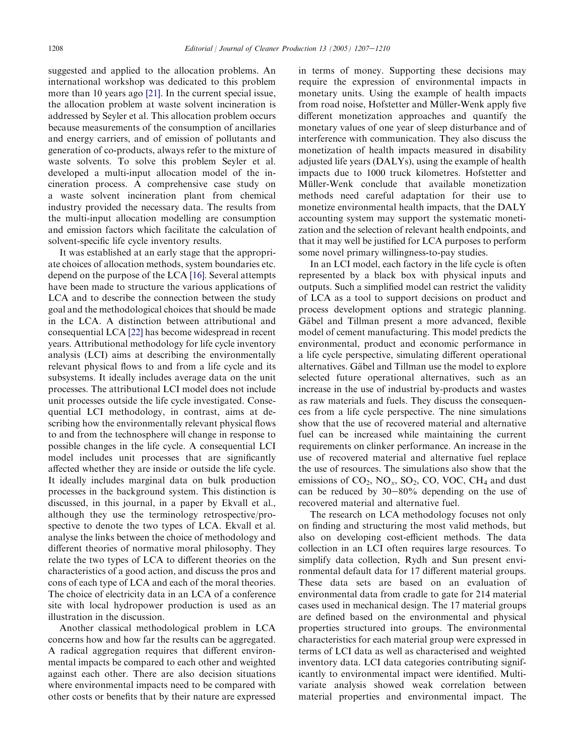suggested and applied to the allocation problems. An international workshop was dedicated to this problem more than 10 years ago [21]. In the current special issue, the allocation problem at waste solvent incineration is addressed by Seyler et al. This allocation problem occurs because measurements of the consumption of ancillaries and energy carriers, and of emission of pollutants and generation of co-products, always refer to the mixture of waste solvents. To solve this problem Seyler et al. developed a multi-input allocation model of the incineration process. A comprehensive case study on a waste solvent incineration plant from chemical industry provided the necessary data. The results from the multi-input allocation modelling are consumption and emission factors which facilitate the calculation of solvent-specific life cycle inventory results.

It was established at an early stage that the appropriate choices of allocation methods, system boundaries etc. depend on the purpose of the LCA [16]. Several attempts have been made to structure the various applications of LCA and to describe the connection between the study goal and the methodological choices that should be made in the LCA. A distinction between attributional and consequential LCA [22] has become widespread in recent years. Attributional methodology for life cycle inventory analysis (LCI) aims at describing the environmentally relevant physical flows to and from a life cycle and its subsystems. It ideally includes average data on the unit processes. The attributional LCI model does not include unit processes outside the life cycle investigated. Consequential LCI methodology, in contrast, aims at describing how the environmentally relevant physical flows to and from the technosphere will change in response to possible changes in the life cycle. A consequential LCI model includes unit processes that are significantly affected whether they are inside or outside the life cycle. It ideally includes marginal data on bulk production processes in the background system. This distinction is discussed, in this journal, in a paper by Ekvall et al., although they use the terminology retrospective/prospective to denote the two types of LCA. Ekvall et al. analyse the links between the choice of methodology and different theories of normative moral philosophy. They relate the two types of LCA to different theories on the characteristics of a good action, and discuss the pros and cons of each type of LCA and each of the moral theories. The choice of electricity data in an LCA of a conference site with local hydropower production is used as an illustration in the discussion.

Another classical methodological problem in LCA concerns how and how far the results can be aggregated. A radical aggregation requires that different environmental impacts be compared to each other and weighted against each other. There are also decision situations where environmental impacts need to be compared with other costs or benefits that by their nature are expressed in terms of money. Supporting these decisions may require the expression of environmental impacts in monetary units. Using the example of health impacts from road noise, Hofstetter and Müller-Wenk apply five different monetization approaches and quantify the monetary values of one year of sleep disturbance and of interference with communication. They also discuss the monetization of health impacts measured in disability adjusted life years (DALYs), using the example of health impacts due to 1000 truck kilometres. Hofstetter and Müller-Wenk conclude that available monetization methods need careful adaptation for their use to monetize environmental health impacts, that the DALY accounting system may support the systematic monetization and the selection of relevant health endpoints, and that it may well be justified for LCA purposes to perform some novel primary willingness-to-pay studies.

In an LCI model, each factory in the life cycle is often represented by a black box with physical inputs and outputs. Such a simplified model can restrict the validity of LCA as a tool to support decisions on product and process development options and strategic planning. Gäbel and Tillman present a more advanced, flexible model of cement manufacturing. This model predicts the environmental, product and economic performance in a life cycle perspective, simulating different operational alternatives. Gäbel and Tillman use the model to explore selected future operational alternatives, such as an increase in the use of industrial by-products and wastes as raw materials and fuels. They discuss the consequences from a life cycle perspective. The nine simulations show that the use of recovered material and alternative fuel can be increased while maintaining the current requirements on clinker performance. An increase in the use of recovered material and alternative fuel replace the use of resources. The simulations also show that the emissions of $CO_2$, $NO_x$, $SO_2$, CO, VOC, $CH_4$ and dust can be reduced by 30–80% depending on the use of recovered material and alternative fuel.

The research on LCA methodology focuses not only on finding and structuring the most valid methods, but also on developing cost-efficient methods. The data collection in an LCI often requires large resources. To simplify data collection, Rydh and Sun present environmental default data for 17 different material groups. These data sets are based on an evaluation of environmental data from cradle to gate for 214 material cases used in mechanical design. The 17 material groups are defined based on the environmental and physical properties structured into groups. The environmental characteristics for each material group were expressed in terms of LCI data as well as characterised and weighted inventory data. LCI data categories contributing significantly to environmental impact were identified. Multivariate analysis showed weak correlation between material properties and environmental impact. The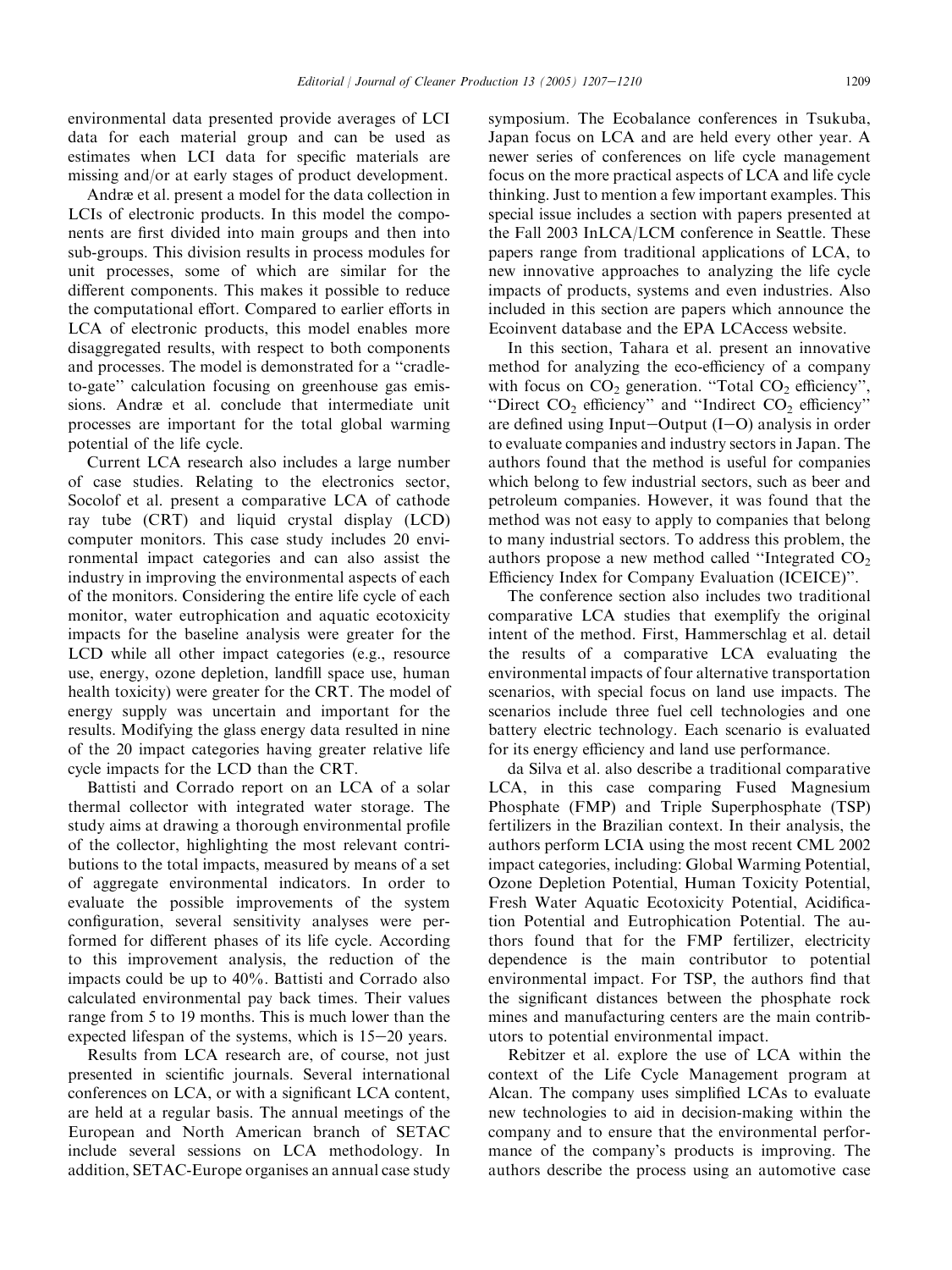environmental data presented provide averages of LCI data for each material group and can be used as estimates when LCI data for specific materials are missing and/or at early stages of product development.

Andræ et al. present a model for the data collection in LCIs of electronic products. In this model the components are first divided into main groups and then into sub-groups. This division results in process modules for unit processes, some of which are similar for the different components. This makes it possible to reduce the computational effort. Compared to earlier efforts in LCA of electronic products, this model enables more disaggregated results, with respect to both components and processes. The model is demonstrated for a ''cradle-to-gate'' calculation focusing on greenhouse gas emissions. Andræ et al. conclude that intermediate unit processes are important for the total global warming potential of the life cycle.

Current LCA research also includes a large number of case studies. Relating to the electronics sector, Socolof et al. present a comparative LCA of cathode ray tube (CRT) and liquid crystal display (LCD) computer monitors. This case study includes 20 environmental impact categories and can also assist the industry in improving the environmental aspects of each of the monitors. Considering the entire life cycle of each monitor, water eutrophication and aquatic ecotoxicity impacts for the baseline analysis were greater for the LCD while all other impact categories (e.g., resource use, energy, ozone depletion, landfill space use, human health toxicity) were greater for the CRT. The model of energy supply was uncertain and important for the results. Modifying the glass energy data resulted in nine of the 20 impact categories having greater relative life cycle impacts for the LCD than the CRT.

Battisti and Corrado report on an LCA of a solar thermal collector with integrated water storage. The study aims at drawing a thorough environmental profile of the collector, highlighting the most relevant contributions to the total impacts, measured by means of a set of aggregate environmental indicators. In order to evaluate the possible improvements of the system configuration, several sensitivity analyses were performed for different phases of its life cycle. According to this improvement analysis, the reduction of the impacts could be up to 40%. Battisti and Corrado also calculated environmental pay back times. Their values range from 5 to 19 months. This is much lower than the expected lifespan of the systems, which is 15–20 years.

Results from LCA research are, of course, not just presented in scientific journals. Several international conferences on LCA, or with a significant LCA content, are held at a regular basis. The annual meetings of the European and North American branch of SETAC include several sessions on LCA methodology. In addition, SETAC-Europe organises an annual case study symposium. The Ecobalance conferences in Tsukuba, Japan focus on LCA and are held every other year. A newer series of conferences on life cycle management focus on the more practical aspects of LCA and life cycle thinking. Just to mention a few important examples. This special issue includes a section with papers presented at the Fall 2003 InLCA/LCM conference in Seattle. These papers range from traditional applications of LCA, to new innovative approaches to analyzing the life cycle impacts of products, systems and even industries. Also included in this section are papers which announce the Ecoinvent database and the EPA LCAccess website.

In this section, Tahara et al. present an innovative method for analyzing the eco-efficiency of a company with focus on $CO_2$ generation. ''Total $CO_2$ efficiency'', ''Direct $CO_2$ efficiency'' and ''Indirect $CO_2$ efficiency'' are defined using Input–Output (I–O) analysis in order to evaluate companies and industry sectors in Japan. The authors found that the method is useful for companies which belong to few industrial sectors, such as beer and petroleum companies. However, it was found that the method was not easy to apply to companies that belong to many industrial sectors. To address this problem, the authors propose a new method called ''Integrated $CO_2$ Efficiency Index for Company Evaluation (ICEICE)''.

The conference section also includes two traditional comparative LCA studies that exemplify the original intent of the method. First, Hammerschlag et al. detail the results of a comparative LCA evaluating the environmental impacts of four alternative transportation scenarios, with special focus on land use impacts. The scenarios include three fuel cell technologies and one battery electric technology. Each scenario is evaluated for its energy efficiency and land use performance.

da Silva et al. also describe a traditional comparative LCA, in this case comparing Fused Magnesium Phosphate (FMP) and Triple Superphosphate (TSP) fertilizers in the Brazilian context. In their analysis, the authors perform LCIA using the most recent CML 2002 impact categories, including: Global Warming Potential, Ozone Depletion Potential, Human Toxicity Potential, Fresh Water Aquatic Ecotoxicity Potential, Acidification Potential and Eutrophication Potential. The authors found that for the FMP fertilizer, electricity dependence is the main contributor to potential environmental impact. For TSP, the authors find that the significant distances between the phosphate rock mines and manufacturing centers are the main contributors to potential environmental impact.

Rebitzer et al. explore the use of LCA within the context of the Life Cycle Management program at Alcan. The company uses simplified LCAs to evaluate new technologies to aid in decision-making within the company and to ensure that the environmental performance of the company's products is improving. The authors describe the process using an automotive case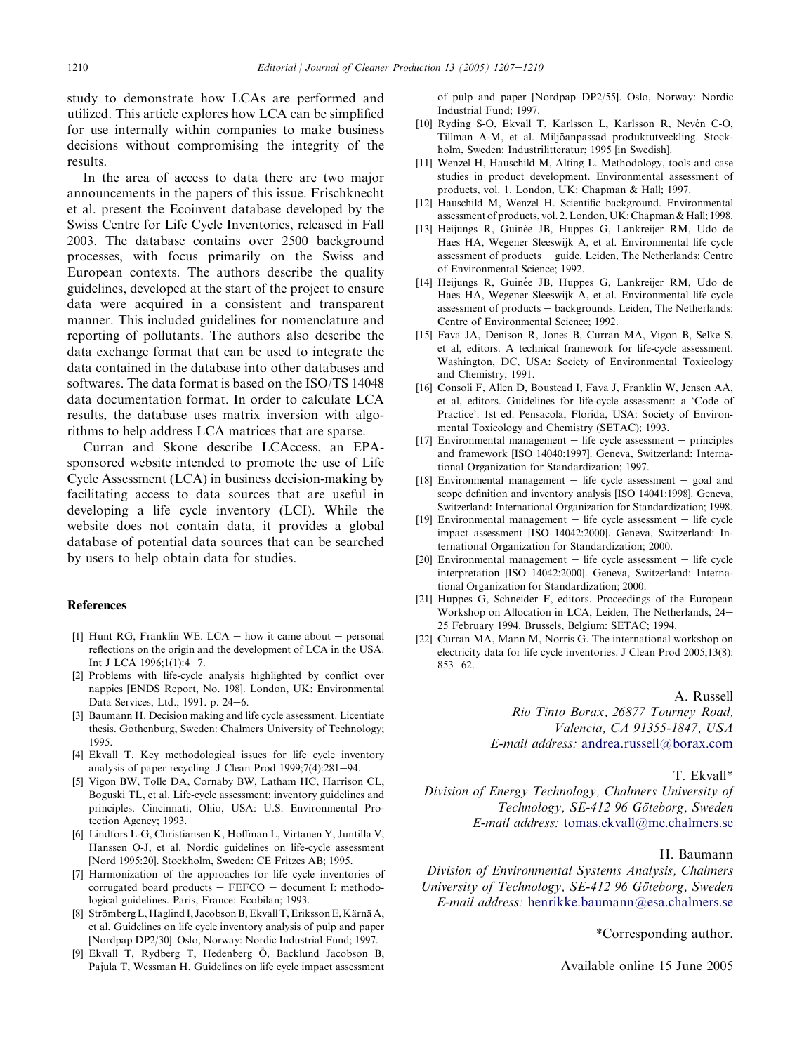study to demonstrate how LCAs are performed and utilized. This article explores how LCA can be simplified for use internally within companies to make business decisions without compromising the integrity of the results.

In the area of access to data there are two major announcements in the papers of this issue. Frischknecht et al. present the Ecoinvent database developed by the Swiss Centre for Life Cycle Inventories, released in Fall 2003. The database contains over 2500 background processes, with focus primarily on the Swiss and European contexts. The authors describe the quality guidelines, developed at the start of the project to ensure data were acquired in a consistent and transparent manner. This included guidelines for nomenclature and reporting of pollutants. The authors also describe the data exchange format that can be used to integrate the data contained in the database into other databases and softwares. The data format is based on the ISO/TS 14048 data documentation format. In order to calculate LCA results, the database uses matrix inversion with algorithms to help address LCA matrices that are sparse.

Curran and Skone describe LCAccess, an EPA-sponsored website intended to promote the use of Life Cycle Assessment (LCA) in business decision-making by facilitating access to data sources that are useful in developing a life cycle inventory (LCI). While the website does not contain data, it provides a global database of potential data sources that can be searched by users to help obtain data for studies.

## References

[1] Hunt RG, Franklin WE. LCA – how it came about – personal reflections on the origin and the development of LCA in the USA. Int J LCA 1996;1(1):4–7.

[2] Problems with life-cycle analysis highlighted by conflict over nappies [ENDS Report, No. 198]. London, UK: Environmental Data Services, Ltd.; 1991. p. 24–6.

[3] Baumann H. Decision making and life cycle assessment. Licentiate thesis. Gothenburg, Sweden: Chalmers University of Technology; 1995.

[4] Ekvall T. Key methodological issues for life cycle inventory analysis of paper recycling. J Clean Prod 1999;7(4):281–94.

[5] Vigon BW, Tolle DA, Cornaby BW, Latham HC, Harrison CL, Boguski TL, et al. Life-cycle assessment: inventory guidelines and principles. Cincinnati, Ohio, USA: U.S. Environmental Protection Agency; 1993.

[6] Lindfors L-G, Christiansen K, Hoffman L, Virtanen Y, Juntilla V, Hanssen O-J, et al. Nordic guidelines on life-cycle assessment [Nord 1995:20]. Stockholm, Sweden: CE Fritzes AB; 1995.

[7] Harmonization of the approaches for life cycle inventories of corrugated board products – FEFCO – document I: methodological guidelines. Paris, France: Ecobilan; 1993.

[8] Strömberg L, Haglind I, Jacobson B, Ekvall T, Eriksson E, Kärnä A, et al. Guidelines on life cycle inventory analysis of pulp and paper [Nordpap DP2/30]. Oslo, Norway: Nordic Industrial Fund; 1997.

[9] Ekvall T, Rydberg T, Hedenberg Ö, Backlund Jacobson B, Pajula T, Wessman H. Guidelines on life cycle impact assessment of pulp and paper [Nordpap DP2/55]. Oslo, Norway: Nordic Industrial Fund; 1997.

[10] Ryding S-O, Ekvall T, Karlsson L, Karlsson R, Nevén C-O, Tillman A-M, et al. Miljöanpassad produktutveckling. Stockholm, Sweden: Industrilitteratur; 1995 [in Swedish].

[11] Wenzel H, Hauschild M, Alting L. Methodology, tools and case studies in product development. Environmental assessment of products, vol. 1. London, UK: Chapman & Hall; 1997.

[12] Hauschild M, Wenzel H. Scientific background. Environmental assessment of products, vol. 2. London, UK: Chapman & Hall; 1998.

[13] Heijungs R, Guinée JB, Huppes G, Lankreijer RM, Udo de Haes HA, Wegener Sleeswijk A, et al. Environmental life cycle assessment of products – guide. Leiden, The Netherlands: Centre of Environmental Science; 1992.

[14] Heijungs R, Guinée JB, Huppes G, Lankreijer RM, Udo de Haes HA, Wegener Sleeswijk A, et al. Environmental life cycle assessment of products – backgrounds. Leiden, The Netherlands: Centre of Environmental Science; 1992.

[15] Fava JA, Denison R, Jones B, Curran MA, Vigon B, Selke S, et al, editors. A technical framework for life-cycle assessment. Washington, DC, USA: Society of Environmental Toxicology and Chemistry; 1991.

[16] Consoli F, Allen D, Boustead I, Fava J, Franklin W, Jensen AA, et al, editors. Guidelines for life-cycle assessment: a 'Code of Practice'. 1st ed. Pensacola, Florida, USA: Society of Environmental Toxicology and Chemistry (SETAC); 1993.

[17] Environmental management – life cycle assessment – principles and framework [ISO 14040:1997]. Geneva, Switzerland: International Organization for Standardization; 1997.

[18] Environmental management – life cycle assessment – goal and scope definition and inventory analysis [ISO 14041:1998]. Geneva, Switzerland: International Organization for Standardization; 1998.

[19] Environmental management – life cycle assessment – life cycle impact assessment [ISO 14042:2000]. Geneva, Switzerland: International Organization for Standardization; 2000.

[20] Environmental management – life cycle assessment – life cycle interpretation [ISO 14042:2000]. Geneva, Switzerland: International Organization for Standardization; 2000.

[21] Huppes G, Schneider F, editors. Proceedings of the European Workshop on Allocation in LCA, Leiden, The Netherlands, 24–25 February 1994. Brussels, Belgium: SETAC; 1994.

[22] Curran MA, Mann M, Norris G. The international workshop on electricity data for life cycle inventories. J Clean Prod 2005;13(8): 853–62.

A. Russell
*Rio Tinto Borax, 26877 Tourney Road, Valencia, CA 91355-1847, USA*
*E-mail address:* andrea.russell@borax.com

T. Ekvall*
*Division of Energy Technology, Chalmers University of Technology, SE-412 96 Göteborg, Sweden*
*E-mail address:* tomas.ekvall@me.chalmers.se

H. Baumann
*Division of Environmental Systems Analysis, Chalmers University of Technology, SE-412 96 Göteborg, Sweden*
*E-mail address:* henrikke.baumann@esa.chalmers.se

*Corresponding author.

Available online 15 June 2005